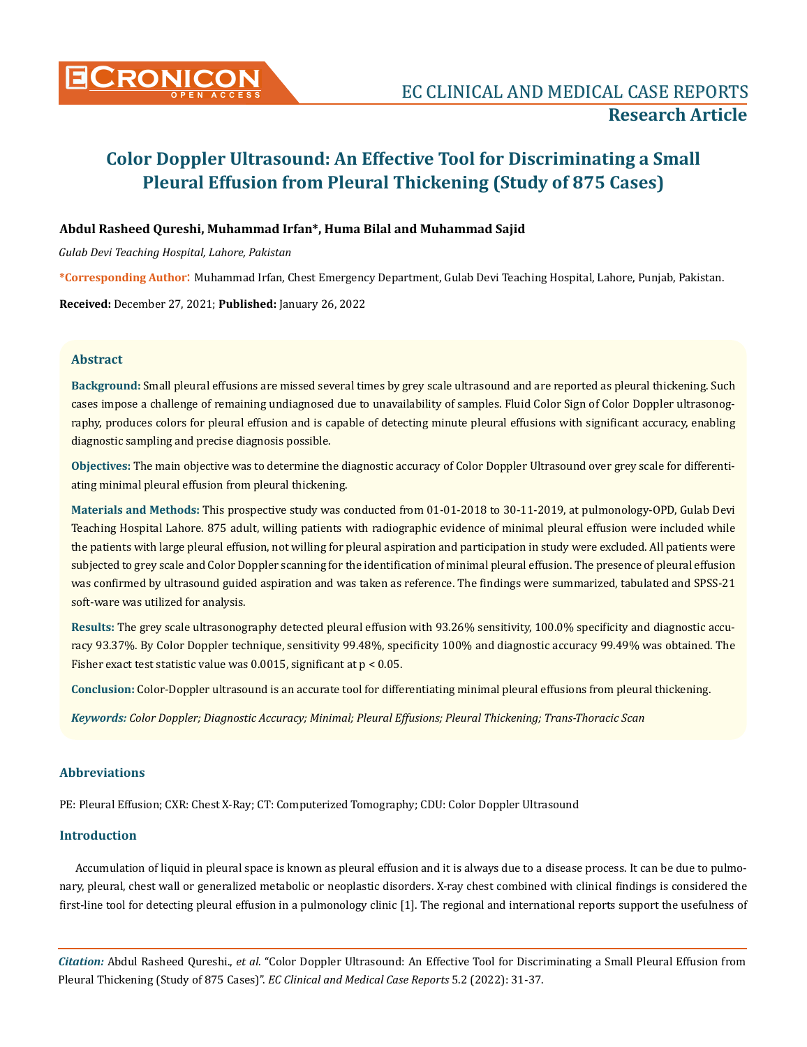# Color Doppler Ultrasound: An Effective Tool for Discriminating a Small Pleural Effusion from Pleural Thickening (Study of 875 Cases)

**Research Article**

**Abdul Rasheed Qureshi, Muhammad Irfan*, Huma Bilal and Muhammad Sajid**

*Gulab Devi Teaching Hospital, Lahore, Pakistan*

**\*Corresponding Author:** Muhammad Irfan, Chest Emergency Department, Gulab Devi Teaching Hospital, Lahore, Punjab, Pakistan.

**Received:** December 27, 2021; **Published:** January 26, 2022

## Abstract

**Background:** Small pleural effusions are missed several times by grey scale ultrasound and are reported as pleural thickening. Such cases impose a challenge of remaining undiagnosed due to unavailability of samples. Fluid Color Sign of Color Doppler ultrasonography, produces colors for pleural effusion and is capable of detecting minute pleural effusions with significant accuracy, enabling diagnostic sampling and precise diagnosis possible.

**Objectives:** The main objective was to determine the diagnostic accuracy of Color Doppler Ultrasound over grey scale for differentiating minimal pleural effusion from pleural thickening.

**Materials and Methods:** This prospective study was conducted from 01-01-2018 to 30-11-2019, at pulmonology-OPD, Gulab Devi Teaching Hospital Lahore. 875 adult, willing patients with radiographic evidence of minimal pleural effusion were included while the patients with large pleural effusion, not willing for pleural aspiration and participation in study were excluded. All patients were subjected to grey scale and Color Doppler scanning for the identification of minimal pleural effusion. The presence of pleural effusion was confirmed by ultrasound guided aspiration and was taken as reference. The findings were summarized, tabulated and SPSS-21 soft-ware was utilized for analysis.

**Results:** The grey scale ultrasonography detected pleural effusion with 93.26% sensitivity, 100.0% specificity and diagnostic accuracy 93.37%. By Color Doppler technique, sensitivity 99.48%, specificity 100% and diagnostic accuracy 99.49% was obtained. The Fisher exact test statistic value was 0.0015, significant at $p < 0.05$.

**Conclusion:** Color-Doppler ultrasound is an accurate tool for differentiating minimal pleural effusions from pleural thickening.

***Keywords:*** *Color Doppler; Diagnostic Accuracy; Minimal; Pleural Effusions; Pleural Thickening; Trans-Thoracic Scan*

## Abbreviations

PE: Pleural Effusion; CXR: Chest X-Ray; CT: Computerized Tomography; CDU: Color Doppler Ultrasound

## Introduction

Accumulation of liquid in pleural space is known as pleural effusion and it is always due to a disease process. It can be due to pulmonary, pleural, chest wall or generalized metabolic or neoplastic disorders. X-ray chest combined with clinical findings is considered the first-line tool for detecting pleural effusion in a pulmonology clinic [1]. The regional and international reports support the usefulness of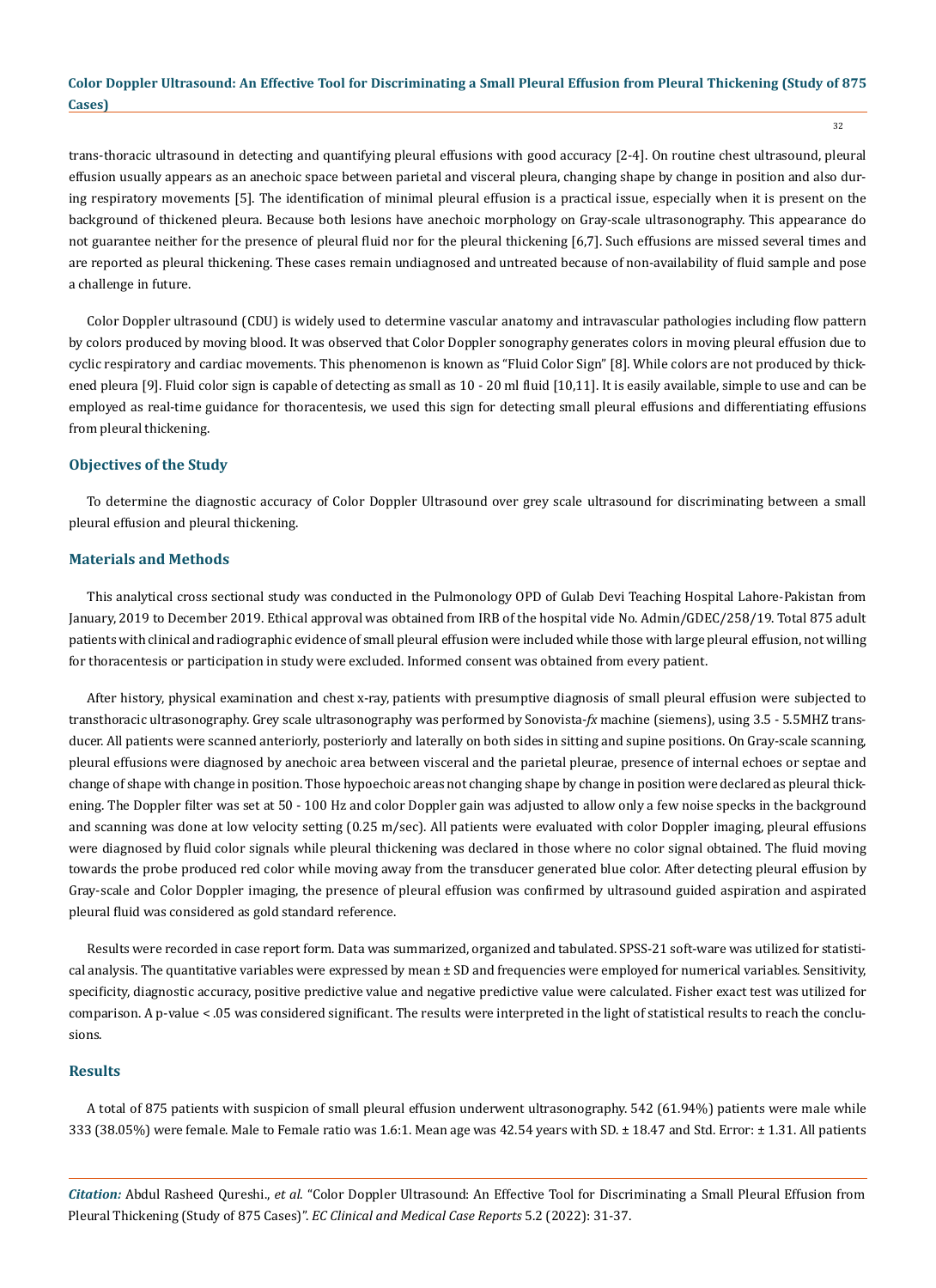trans-thoracic ultrasound in detecting and quantifying pleural effusions with good accuracy [2-4]. On routine chest ultrasound, pleural effusion usually appears as an anechoic space between parietal and visceral pleura, changing shape by change in position and also during respiratory movements [5]. The identification of minimal pleural effusion is a practical issue, especially when it is present on the background of thickened pleura. Because both lesions have anechoic morphology on Gray-scale ultrasonography. This appearance do not guarantee neither for the presence of pleural fluid nor for the pleural thickening [6,7]. Such effusions are missed several times and are reported as pleural thickening. These cases remain undiagnosed and untreated because of non-availability of fluid sample and pose a challenge in future.

Color Doppler ultrasound (CDU) is widely used to determine vascular anatomy and intravascular pathologies including flow pattern by colors produced by moving blood. It was observed that Color Doppler sonography generates colors in moving pleural effusion due to cyclic respiratory and cardiac movements. This phenomenon is known as "Fluid Color Sign" [8]. While colors are not produced by thickened pleura [9]. Fluid color sign is capable of detecting as small as 10 - 20 ml fluid [10,11]. It is easily available, simple to use and can be employed as real-time guidance for thoracentesis, we used this sign for detecting small pleural effusions and differentiating effusions from pleural thickening.

## Objectives of the Study

To determine the diagnostic accuracy of Color Doppler Ultrasound over grey scale ultrasound for discriminating between a small pleural effusion and pleural thickening.

## Materials and Methods

This analytical cross sectional study was conducted in the Pulmonology OPD of Gulab Devi Teaching Hospital Lahore-Pakistan from January, 2019 to December 2019. Ethical approval was obtained from IRB of the hospital vide No. Admin/GDEC/258/19. Total 875 adult patients with clinical and radiographic evidence of small pleural effusion were included while those with large pleural effusion, not willing for thoracentesis or participation in study were excluded. Informed consent was obtained from every patient.

After history, physical examination and chest x-ray, patients with presumptive diagnosis of small pleural effusion were subjected to transthoracic ultrasonography. Grey scale ultrasonography was performed by Sonovista-*fx* machine (siemens), using 3.5 - 5.5MHZ transducer. All patients were scanned anteriorly, posteriorly and laterally on both sides in sitting and supine positions. On Gray-scale scanning, pleural effusions were diagnosed by anechoic area between visceral and the parietal pleurae, presence of internal echoes or septae and change of shape with change in position. Those hypoechoic areas not changing shape by change in position were declared as pleural thickening. The Doppler filter was set at 50 - 100 Hz and color Doppler gain was adjusted to allow only a few noise specks in the background and scanning was done at low velocity setting (0.25 m/sec). All patients were evaluated with color Doppler imaging, pleural effusions were diagnosed by fluid color signals while pleural thickening was declared in those where no color signal obtained. The fluid moving towards the probe produced red color while moving away from the transducer generated blue color. After detecting pleural effusion by Gray-scale and Color Doppler imaging, the presence of pleural effusion was confirmed by ultrasound guided aspiration and aspirated pleural fluid was considered as gold standard reference.

Results were recorded in case report form. Data was summarized, organized and tabulated. SPSS-21 soft-ware was utilized for statistical analysis. The quantitative variables were expressed by mean ± SD and frequencies were employed for numerical variables. Sensitivity, specificity, diagnostic accuracy, positive predictive value and negative predictive value were calculated. Fisher exact test was utilized for comparison. A p-value < .05 was considered significant. The results were interpreted in the light of statistical results to reach the conclusions.

## Results

A total of 875 patients with suspicion of small pleural effusion underwent ultrasonography. 542 (61.94%) patients were male while 333 (38.05%) were female. Male to Female ratio was 1.6:1. Mean age was 42.54 years with SD. ± 18.47 and Std. Error: ± 1.31. All patients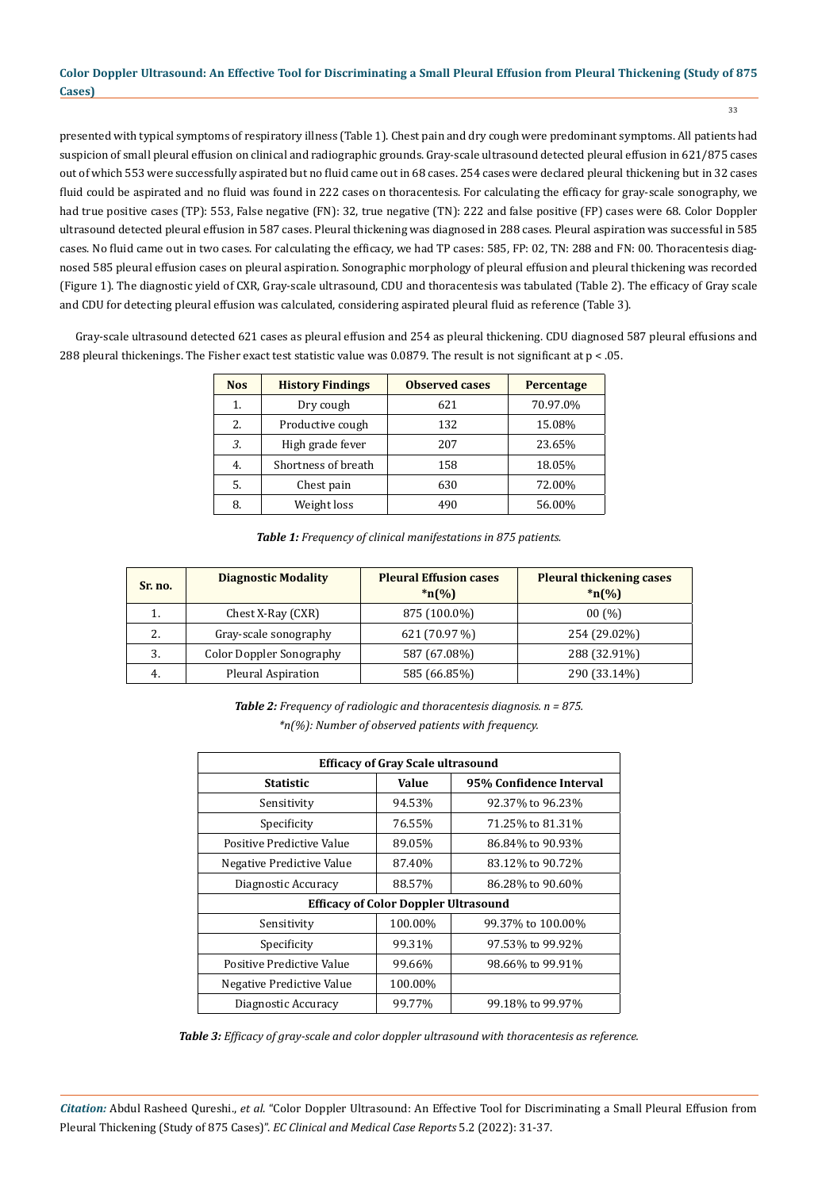presented with typical symptoms of respiratory illness (Table 1). Chest pain and dry cough were predominant symptoms. All patients had suspicion of small pleural effusion on clinical and radiographic grounds. Gray-scale ultrasound detected pleural effusion in 621/875 cases out of which 553 were successfully aspirated but no fluid came out in 68 cases. 254 cases were declared pleural thickening but in 32 cases fluid could be aspirated and no fluid was found in 222 cases on thoracentesis. For calculating the efficacy for gray-scale sonography, we had true positive cases (TP): 553, False negative (FN): 32, true negative (TN): 222 and false positive (FP) cases were 68. Color Doppler ultrasound detected pleural effusion in 587 cases. Pleural thickening was diagnosed in 288 cases. Pleural aspiration was successful in 585 cases. No fluid came out in two cases. For calculating the efficacy, we had TP cases: 585, FP: 02, TN: 288 and FN: 00. Thoracentesis diagnosed 585 pleural effusion cases on pleural aspiration. Sonographic morphology of pleural effusion and pleural thickening was recorded (Figure 1). The diagnostic yield of CXR, Gray-scale ultrasound, CDU and thoracentesis was tabulated (Table 2). The efficacy of Gray scale and CDU for detecting pleural effusion was calculated, considering aspirated pleural fluid as reference (Table 3).

Gray-scale ultrasound detected 621 cases as pleural effusion and 254 as pleural thickening. CDU diagnosed 587 pleural effusions and 288 pleural thickenings. The Fisher exact test statistic value was 0.0879. The result is not significant at $p < .05$.

| Nos | History Findings | Observed cases | Percentage |
|---|---|---|---|
| 1. | Dry cough | 621 | 70.97.0% |
| 2. | Productive cough | 132 | 15.08% |
| 3. | High grade fever | 207 | 23.65% |
| 4. | Shortness of breath | 158 | 18.05% |
| 5. | Chest pain | 630 | 72.00% |
| 8. | Weight loss | 490 | 56.00% |

***Table 1:*** *Frequency of clinical manifestations in 875 patients.*

| Sr. no. | Diagnostic Modality | Pleural Effusion cases *n(%) | Pleural thickening cases *n(%) |
|---|---|---|---|
| 1. | Chest X-Ray (CXR) | 875 (100.0%) | 00 (%) |
| 2. | Gray-scale sonography | 621 (70.97 %) | 254 (29.02%) |
| 3. | Color Doppler Sonography | 587 (67.08%) | 288 (32.91%) |
| 4. | Pleural Aspiration | 585 (66.85%) | 290 (33.14%) |

***Table 2:*** *Frequency of radiologic and thoracentesis diagnosis. n = 875.*
*\*n(%): Number of observed patients with frequency.*

| Efficacy of Gray Scale ultrasound | | |
|---|---|---|
| **Statistic** | **Value** | **95% Confidence Interval** |
| Sensitivity | 94.53% | 92.37% to 96.23% |
| Specificity | 76.55% | 71.25% to 81.31% |
| Positive Predictive Value | 89.05% | 86.84% to 90.93% |
| Negative Predictive Value | 87.40% | 83.12% to 90.72% |
| Diagnostic Accuracy | 88.57% | 86.28% to 90.60% |
| **Efficacy of Color Doppler Ultrasound** | | |
| Sensitivity | 100.00% | 99.37% to 100.00% |
| Specificity | 99.31% | 97.53% to 99.92% |
| Positive Predictive Value | 99.66% | 98.66% to 99.91% |
| Negative Predictive Value | 100.00% | |
| Diagnostic Accuracy | 99.77% | 99.18% to 99.97% |

***Table 3:*** *Efficacy of gray-scale and color doppler ultrasound with thoracentesis as reference.*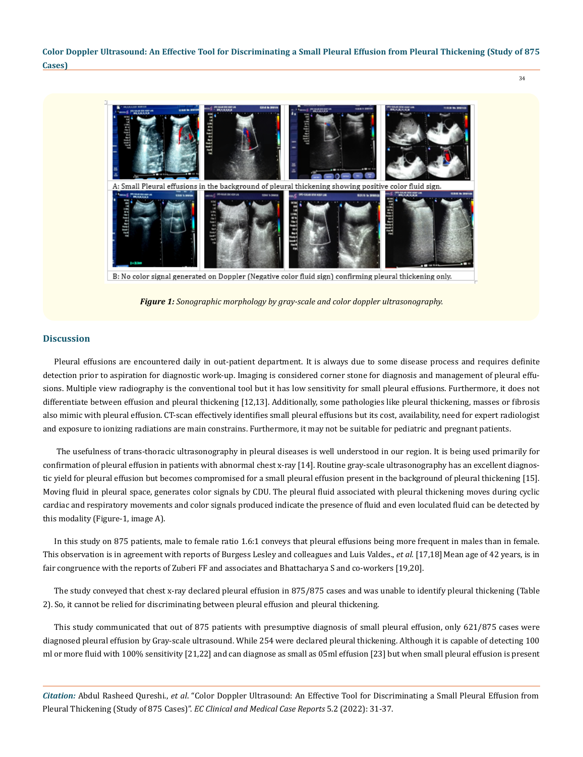A: Small Pleural effusions in the background of pleural thickening showing positive color fluid sign.

B: No color signal generated on Doppler (Negative color fluid sign) confirming pleural thickening only.

***Figure 1:*** *Sonographic morphology by gray-scale and color doppler ultrasonography.*

## Discussion

Pleural effusions are encountered daily in out-patient department. It is always due to some disease process and requires definite detection prior to aspiration for diagnostic work-up. Imaging is considered corner stone for diagnosis and management of pleural effusions. Multiple view radiography is the conventional tool but it has low sensitivity for small pleural effusions. Furthermore, it does not differentiate between effusion and pleural thickening [12,13]. Additionally, some pathologies like pleural thickening, masses or fibrosis also mimic with pleural effusion. CT-scan effectively identifies small pleural effusions but its cost, availability, need for expert radiologist and exposure to ionizing radiations are main constrains. Furthermore, it may not be suitable for pediatric and pregnant patients.

The usefulness of trans-thoracic ultrasonography in pleural diseases is well understood in our region. It is being used primarily for confirmation of pleural effusion in patients with abnormal chest x-ray [14]. Routine gray-scale ultrasonography has an excellent diagnostic yield for pleural effusion but becomes compromised for a small pleural effusion present in the background of pleural thickening [15]. Moving fluid in pleural space, generates color signals by CDU. The pleural fluid associated with pleural thickening moves during cyclic cardiac and respiratory movements and color signals produced indicate the presence of fluid and even loculated fluid can be detected by this modality (Figure-1, image A).

In this study on 875 patients, male to female ratio 1.6:1 conveys that pleural effusions being more frequent in males than in female. This observation is in agreement with reports of Burgess Lesley and colleagues and Luis Valdes., *et al.* [17,18] Mean age of 42 years, is in fair congruence with the reports of Zuberi FF and associates and Bhattacharya S and co-workers [19,20].

The study conveyed that chest x-ray declared pleural effusion in 875/875 cases and was unable to identify pleural thickening (Table 2). So, it cannot be relied for discriminating between pleural effusion and pleural thickening.

This study communicated that out of 875 patients with presumptive diagnosis of small pleural effusion, only 621/875 cases were diagnosed pleural effusion by Gray-scale ultrasound. While 254 were declared pleural thickening. Although it is capable of detecting 100 ml or more fluid with 100% sensitivity [21,22] and can diagnose as small as 05ml effusion [23] but when small pleural effusion is present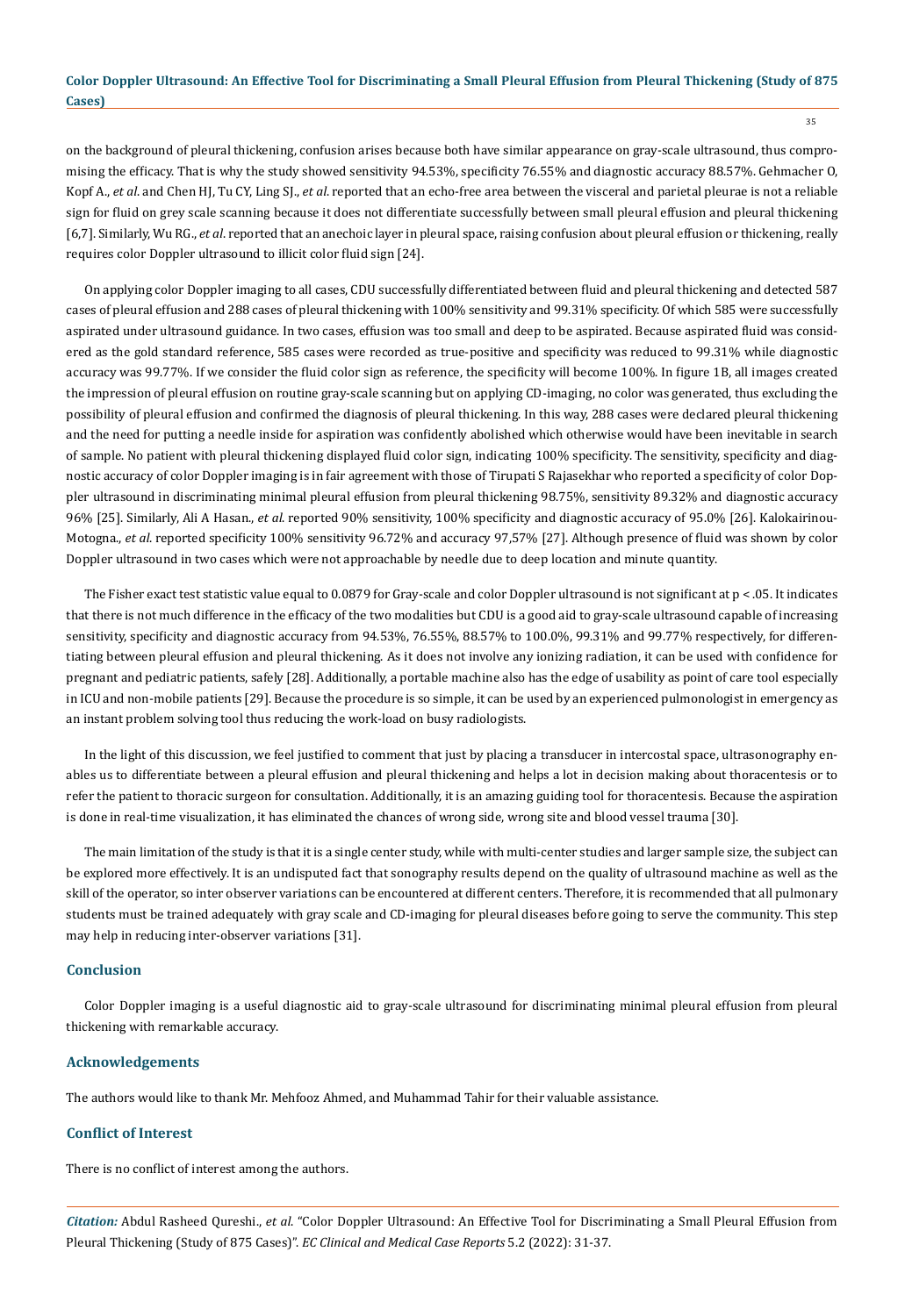on the background of pleural thickening, confusion arises because both have similar appearance on gray-scale ultrasound, thus compromising the efficacy. That is why the study showed sensitivity 94.53%, specificity 76.55% and diagnostic accuracy 88.57%. Gehmacher O, Kopf A., *et al*. and Chen HJ, Tu CY, Ling SJ., *et al*. reported that an echo-free area between the visceral and parietal pleurae is not a reliable sign for fluid on grey scale scanning because it does not differentiate successfully between small pleural effusion and pleural thickening [6,7]. Similarly, Wu RG., *et al*. reported that an anechoic layer in pleural space, raising confusion about pleural effusion or thickening, really requires color Doppler ultrasound to illicit color fluid sign [24].

On applying color Doppler imaging to all cases, CDU successfully differentiated between fluid and pleural thickening and detected 587 cases of pleural effusion and 288 cases of pleural thickening with 100% sensitivity and 99.31% specificity. Of which 585 were successfully aspirated under ultrasound guidance. In two cases, effusion was too small and deep to be aspirated. Because aspirated fluid was considered as the gold standard reference, 585 cases were recorded as true-positive and specificity was reduced to 99.31% while diagnostic accuracy was 99.77%. If we consider the fluid color sign as reference, the specificity will become 100%. In figure 1B, all images created the impression of pleural effusion on routine gray-scale scanning but on applying CD-imaging, no color was generated, thus excluding the possibility of pleural effusion and confirmed the diagnosis of pleural thickening. In this way, 288 cases were declared pleural thickening and the need for putting a needle inside for aspiration was confidently abolished which otherwise would have been inevitable in search of sample. No patient with pleural thickening displayed fluid color sign, indicating 100% specificity. The sensitivity, specificity and diagnostic accuracy of color Doppler imaging is in fair agreement with those of Tirupati S Rajasekhar who reported a specificity of color Doppler ultrasound in discriminating minimal pleural effusion from pleural thickening 98.75%, sensitivity 89.32% and diagnostic accuracy 96% [25]. Similarly, Ali A Hasan., *et al*. reported 90% sensitivity, 100% specificity and diagnostic accuracy of 95.0% [26]. Kalokairinou-Motogna., *et al*. reported specificity 100% sensitivity 96.72% and accuracy 97,57% [27]. Although presence of fluid was shown by color Doppler ultrasound in two cases which were not approachable by needle due to deep location and minute quantity.

The Fisher exact test statistic value equal to 0.0879 for Gray-scale and color Doppler ultrasound is not significant at $p < .05$. It indicates that there is not much difference in the efficacy of the two modalities but CDU is a good aid to gray-scale ultrasound capable of increasing sensitivity, specificity and diagnostic accuracy from 94.53%, 76.55%, 88.57% to 100.0%, 99.31% and 99.77% respectively, for differentiating between pleural effusion and pleural thickening. As it does not involve any ionizing radiation, it can be used with confidence for pregnant and pediatric patients, safely [28]. Additionally, a portable machine also has the edge of usability as point of care tool especially in ICU and non-mobile patients [29]. Because the procedure is so simple, it can be used by an experienced pulmonologist in emergency as an instant problem solving tool thus reducing the work-load on busy radiologists.

In the light of this discussion, we feel justified to comment that just by placing a transducer in intercostal space, ultrasonography enables us to differentiate between a pleural effusion and pleural thickening and helps a lot in decision making about thoracentesis or to refer the patient to thoracic surgeon for consultation. Additionally, it is an amazing guiding tool for thoracentesis. Because the aspiration is done in real-time visualization, it has eliminated the chances of wrong side, wrong site and blood vessel trauma [30].

The main limitation of the study is that it is a single center study, while with multi-center studies and larger sample size, the subject can be explored more effectively. It is an undisputed fact that sonography results depend on the quality of ultrasound machine as well as the skill of the operator, so inter observer variations can be encountered at different centers. Therefore, it is recommended that all pulmonary students must be trained adequately with gray scale and CD-imaging for pleural diseases before going to serve the community. This step may help in reducing inter-observer variations [31].

## Conclusion

Color Doppler imaging is a useful diagnostic aid to gray-scale ultrasound for discriminating minimal pleural effusion from pleural thickening with remarkable accuracy.

## Acknowledgements

The authors would like to thank Mr. Mehfooz Ahmed, and Muhammad Tahir for their valuable assistance.

## Conflict of Interest

There is no conflict of interest among the authors.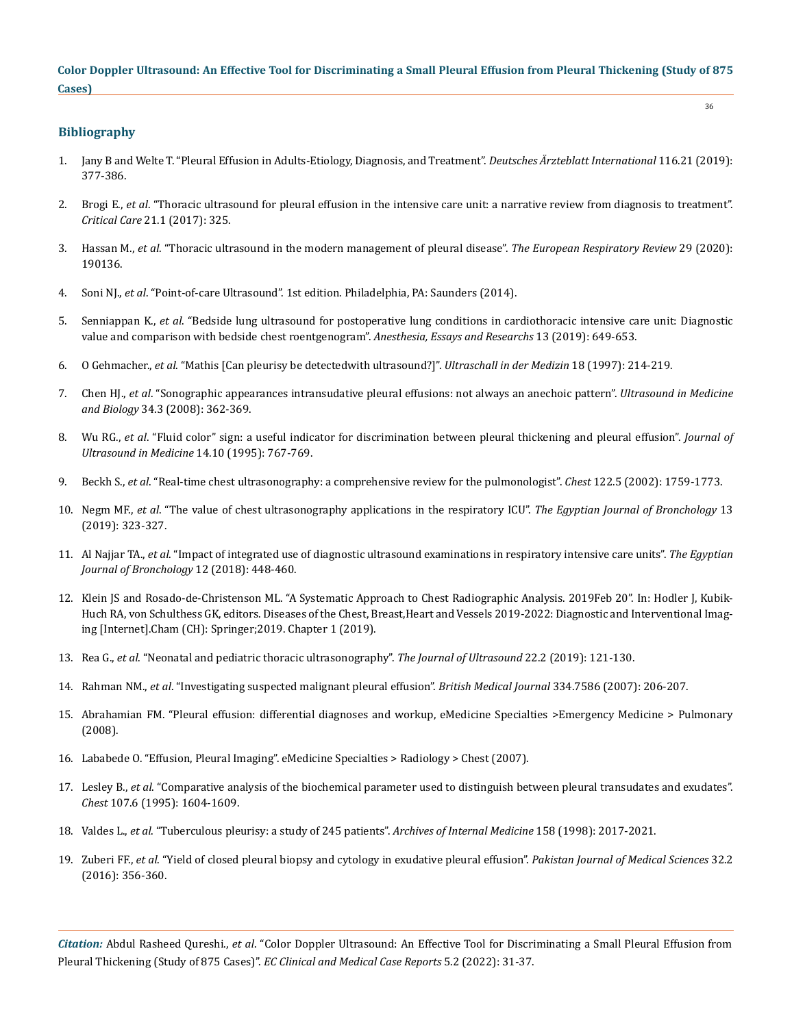## Bibliography

1. Jany B and Welte T. "Pleural Effusion in Adults-Etiology, Diagnosis, and Treatment". *Deutsches Ärzteblatt International* 116.21 (2019): 377-386.
2. Brogi E., *et al*. "Thoracic ultrasound for pleural effusion in the intensive care unit: a narrative review from diagnosis to treatment". *Critical Care* 21.1 (2017): 325.
3. Hassan M., *et al*. "Thoracic ultrasound in the modern management of pleural disease". *The European Respiratory Review* 29 (2020): 190136.
4. Soni NJ., *et al*. "Point-of-care Ultrasound". 1st edition. Philadelphia, PA: Saunders (2014).
5. Senniappan K., *et al*. "Bedside lung ultrasound for postoperative lung conditions in cardiothoracic intensive care unit: Diagnostic value and comparison with bedside chest roentgenogram". *Anesthesia, Essays and Researchs* 13 (2019): 649-653.
6. O Gehmacher., *et al*. "Mathis [Can pleurisy be detectedwith ultrasound?]". *Ultraschall in der Medizin* 18 (1997): 214-219.
7. Chen HJ., *et al*. "Sonographic appearances intransudative pleural effusions: not always an anechoic pattern". *Ultrasound in Medicine and Biology* 34.3 (2008): 362-369.
8. Wu RG., *et al*. "Fluid color" sign: a useful indicator for discrimination between pleural thickening and pleural effusion". *Journal of Ultrasound in Medicine* 14.10 (1995): 767-769.
9. Beckh S., *et al*. "Real-time chest ultrasonography: a comprehensive review for the pulmonologist". *Chest* 122.5 (2002): 1759-1773.
10. Negm MF., *et al*. "The value of chest ultrasonography applications in the respiratory ICU". *The Egyptian Journal of Bronchology* 13 (2019): 323-327.
11. Al Najjar TA., *et al*. "Impact of integrated use of diagnostic ultrasound examinations in respiratory intensive care units". *The Egyptian Journal of Bronchology* 12 (2018): 448-460.
12. Klein JS and Rosado-de-Christenson ML. "A Systematic Approach to Chest Radiographic Analysis. 2019Feb 20". In: Hodler J, Kubik-Huch RA, von Schulthess GK, editors. Diseases of the Chest, Breast,Heart and Vessels 2019-2022: Diagnostic and Interventional Imaging [Internet].Cham (CH): Springer;2019. Chapter 1 (2019).
13. Rea G., *et al.* "Neonatal and pediatric thoracic ultrasonography". *The Journal of Ultrasound* 22.2 (2019): 121-130.
14. Rahman NM., *et al*. "Investigating suspected malignant pleural effusion". *British Medical Journal* 334.7586 (2007): 206-207.
15. Abrahamian FM. "Pleural effusion: differential diagnoses and workup, eMedicine Specialties >Emergency Medicine > Pulmonary (2008).
16. Lababede O. "Effusion, Pleural Imaging". eMedicine Specialties > Radiology > Chest (2007).
17. Lesley B., *et al*. "Comparative analysis of the biochemical parameter used to distinguish between pleural transudates and exudates". *Chest* 107.6 (1995): 1604-1609.
18. Valdes L., *et al*. "Tuberculous pleurisy: a study of 245 patients". *Archives of Internal Medicine* 158 (1998): 2017-2021.
19. Zuberi FF., *et al*. "Yield of closed pleural biopsy and cytology in exudative pleural effusion". *Pakistan Journal of Medical Sciences* 32.2 (2016): 356-360.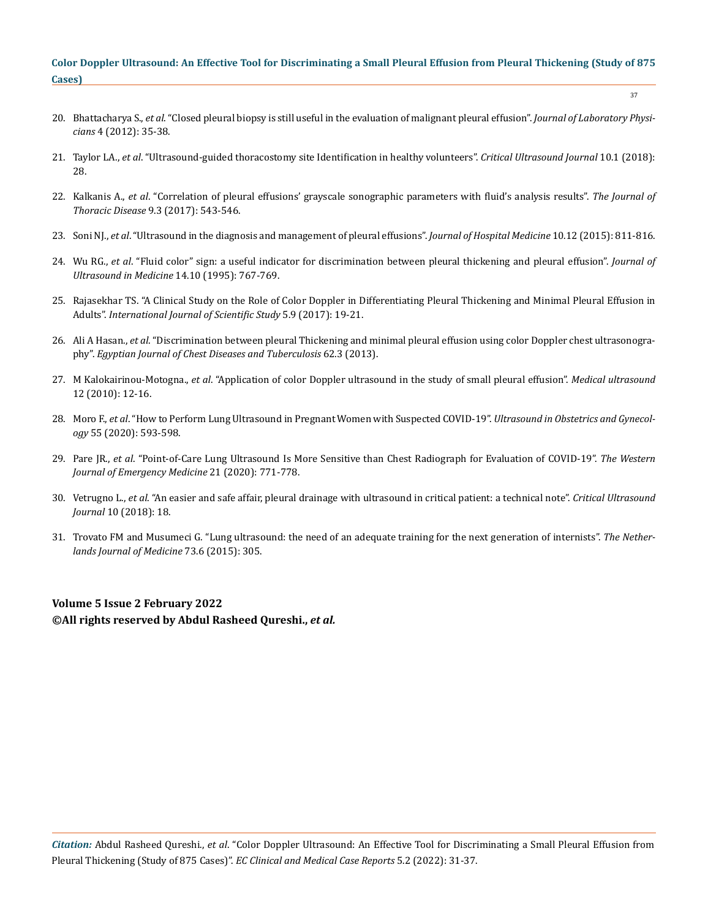20. Bhattacharya S., *et al*. "Closed pleural biopsy is still useful in the evaluation of malignant pleural effusion". *Journal of Laboratory Physicians* 4 (2012): 35-38.

21. Taylor LA., *et al*. "Ultrasound-guided thoracostomy site Identification in healthy volunteers". *Critical Ultrasound Journal* 10.1 (2018): 28.

22. Kalkanis A., *et al*. "Correlation of pleural effusions' grayscale sonographic parameters with fluid's analysis results". *The Journal of Thoracic Disease* 9.3 (2017): 543-546.

23. Soni NJ., *et al*. "Ultrasound in the diagnosis and management of pleural effusions". *Journal of Hospital Medicine* 10.12 (2015): 811-816.

24. Wu RG., *et al*. "Fluid color" sign: a useful indicator for discrimination between pleural thickening and pleural effusion". *Journal of Ultrasound in Medicine* 14.10 (1995): 767-769.

25. Rajasekhar TS. "A Clinical Study on the Role of Color Doppler in Differentiating Pleural Thickening and Minimal Pleural Effusion in Adults". *International Journal of Scientific Study* 5.9 (2017): 19-21.

26. Ali A Hasan., *et al*. "Discrimination between pleural Thickening and minimal pleural effusion using color Doppler chest ultrasonography". *Egyptian Journal of Chest Diseases and Tuberculosis* 62.3 (2013).

27. M Kalokairinou-Motogna., *et al*. "Application of color Doppler ultrasound in the study of small pleural effusion". *Medical ultrasound* 12 (2010): 12-16.

28. Moro F., *et al*. "How to Perform Lung Ultrasound in Pregnant Women with Suspected COVID-19". *Ultrasound in Obstetrics and Gynecology* 55 (2020): 593-598.

29. Pare JR., *et al*. "Point-of-Care Lung Ultrasound Is More Sensitive than Chest Radiograph for Evaluation of COVID-19". *The Western Journal of Emergency Medicine* 21 (2020): 771-778.

30. Vetrugno L., *et al*. "An easier and safe affair, pleural drainage with ultrasound in critical patient: a technical note". *Critical Ultrasound Journal* 10 (2018): 18.

31. Trovato FM and Musumeci G. "Lung ultrasound: the need of an adequate training for the next generation of internists". *The Netherlands Journal of Medicine* 73.6 (2015): 305.

**Volume 5 Issue 2 February 2022**
**©All rights reserved by Abdul Rasheed Qureshi., *et al.***